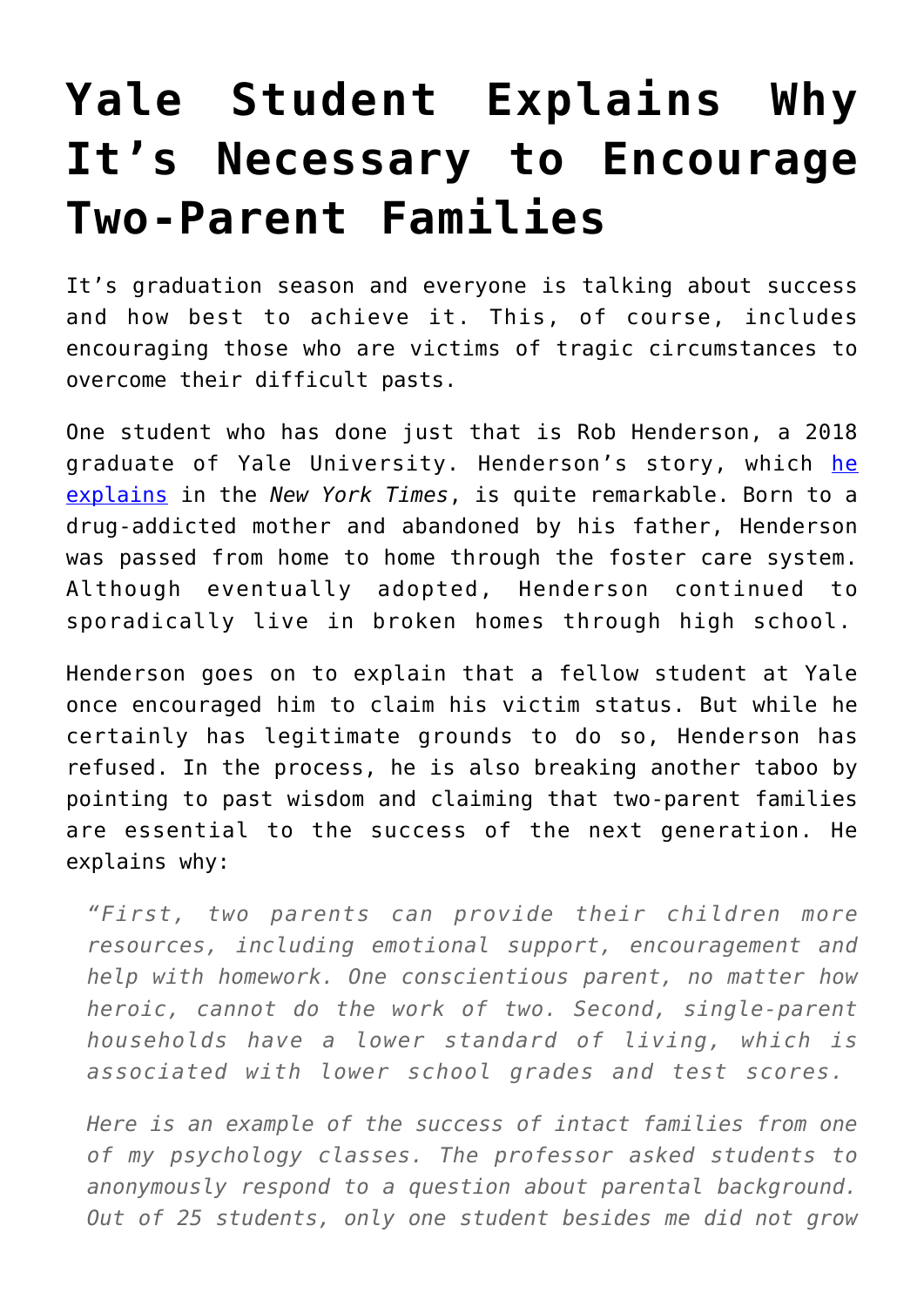# Yale Student Explains Why It's Necessary to Encourage Two-Parent Families

It's graduation season and everyone is talking about success and how best to achieve it. This, of course, includes encouraging those who are victims of tragic circumstances to overcome their difficult pasts.

One student who has done just that is Rob Henderson, a 2018 graduate of Yale University. Henderson's story, which [he explains](#) in the *New York Times*, is quite remarkable. Born to a drug-addicted mother and abandoned by his father, Henderson was passed from home to home through the foster care system. Although eventually adopted, Henderson continued to sporadically live in broken homes through high school.

Henderson goes on to explain that a fellow student at Yale once encouraged him to claim his victim status. But while he certainly has legitimate grounds to do so, Henderson has refused. In the process, he is also breaking another taboo by pointing to past wisdom and claiming that two-parent families are essential to the success of the next generation. He explains why:

> *"First, two parents can provide their children more resources, including emotional support, encouragement and help with homework. One conscientious parent, no matter how heroic, cannot do the work of two. Second, single-parent households have a lower standard of living, which is associated with lower school grades and test scores.*
>
> *Here is an example of the success of intact families from one of my psychology classes. The professor asked students to anonymously respond to a question about parental background. Out of 25 students, only one student besides me did not grow*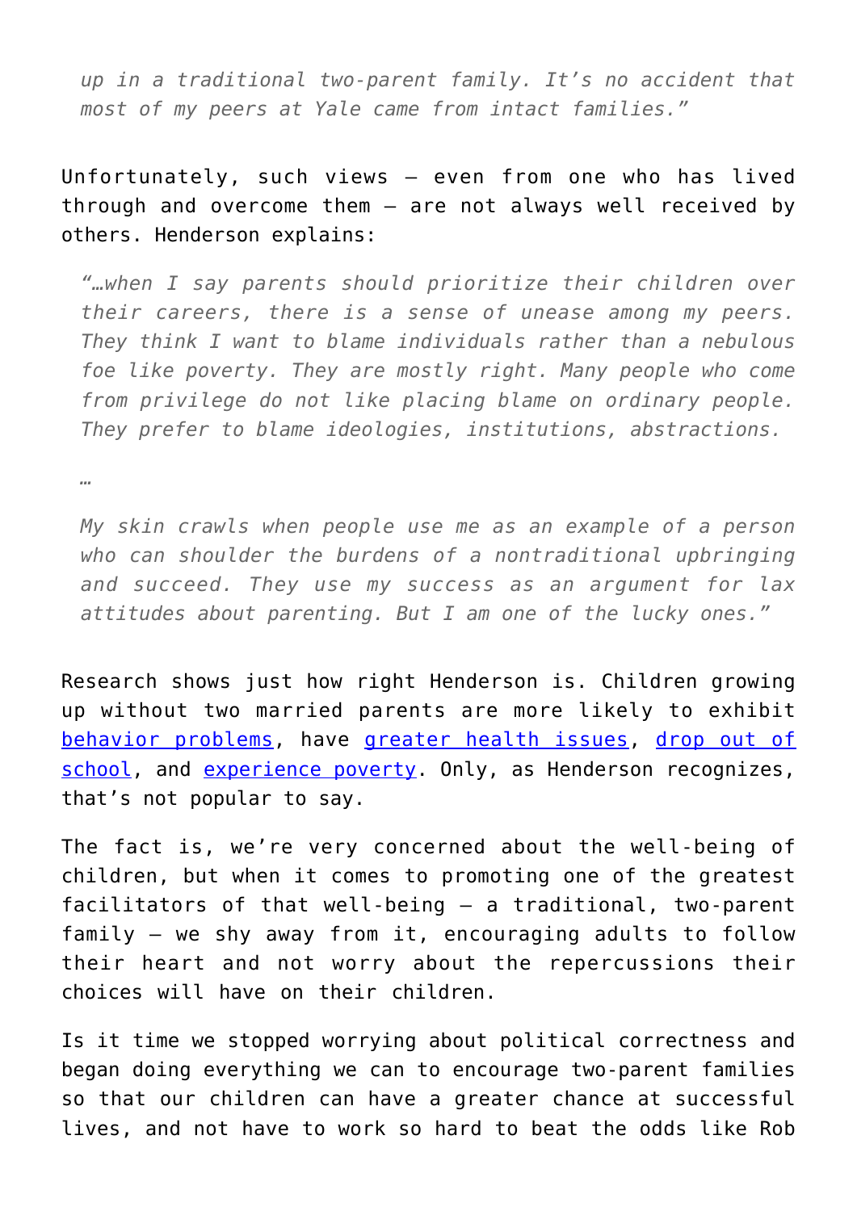> *up in a traditional two-parent family. It's no accident that most of my peers at Yale came from intact families."*

Unfortunately, such views – even from one who has lived through and overcome them – are not always well received by others. Henderson explains:

> *"…when I say parents should prioritize their children over their careers, there is a sense of unease among my peers. They think I want to blame individuals rather than a nebulous foe like poverty. They are mostly right. Many people who come from privilege do not like placing blame on ordinary people. They prefer to blame ideologies, institutions, abstractions.*
>
> *…*
>
> *My skin crawls when people use me as an example of a person who can shoulder the burdens of a nontraditional upbringing and succeed. They use my success as an argument for lax attitudes about parenting. But I am one of the lucky ones."*

Research shows just how right Henderson is. Children growing up without two married parents are more likely to exhibit behavior problems, have greater health issues, drop out of school, and experience poverty. Only, as Henderson recognizes, that's not popular to say.

The fact is, we're very concerned about the well-being of children, but when it comes to promoting one of the greatest facilitators of that well-being – a traditional, two-parent family – we shy away from it, encouraging adults to follow their heart and not worry about the repercussions their choices will have on their children.

Is it time we stopped worrying about political correctness and began doing everything we can to encourage two-parent families so that our children can have a greater chance at successful lives, and not have to work so hard to beat the odds like Rob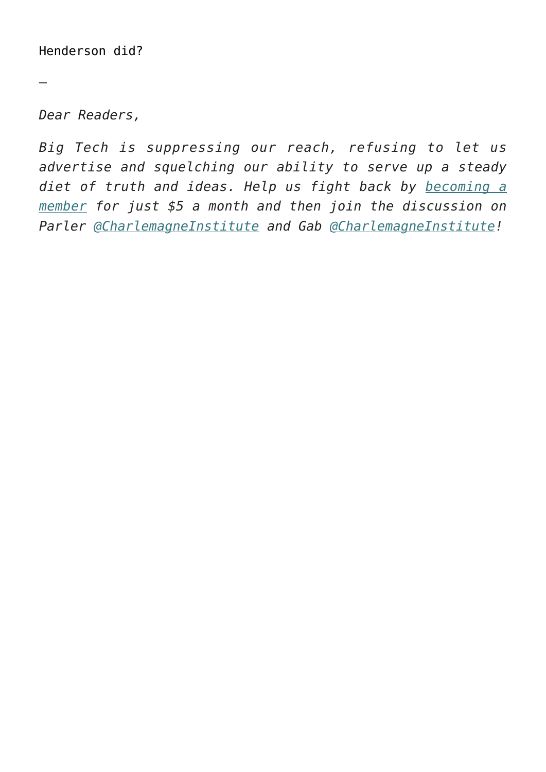Henderson did?

—

*Dear Readers,*

*Big Tech is suppressing our reach, refusing to let us advertise and squelching our ability to serve up a steady diet of truth and ideas. Help us fight back by [becoming a member](#) for just $5 a month and then join the discussion on Parler [@CharlemagneInstitute](#) and Gab [@CharlemagneInstitute](#)!*